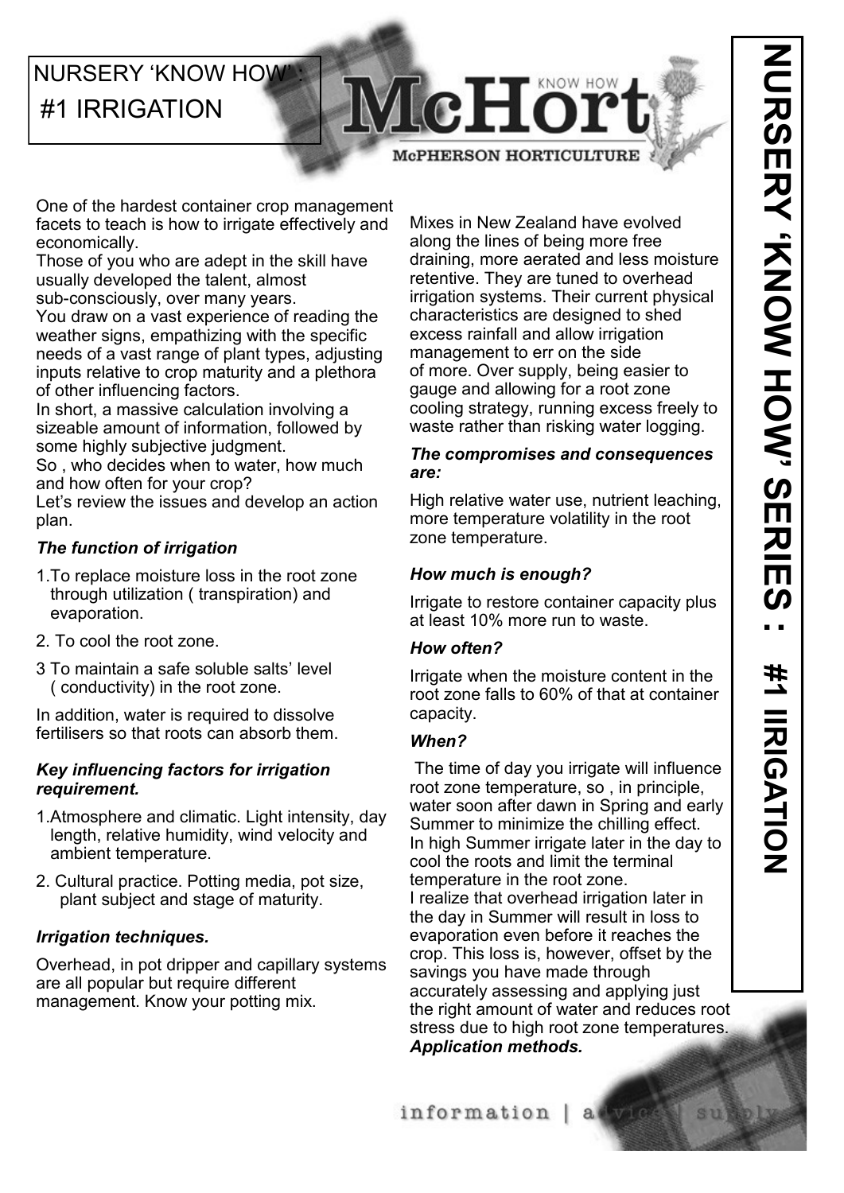# NURSERY 'KNOW HOW': #1 IRRIGATION

McHort KNOW HOW
McPHERSON HORTICULTURE

One of the hardest container crop management facets to teach is how to irrigate effectively and economically.
Those of you who are adept in the skill have usually developed the talent, almost sub-consciously, over many years.
You draw on a vast experience of reading the weather signs, empathizing with the specific needs of a vast range of plant types, adjusting inputs relative to crop maturity and a plethora of other influencing factors.
In short, a massive calculation involving a sizeable amount of information, followed by some highly subjective judgment.
So , who decides when to water, how much and how often for your crop?
Let's review the issues and develop an action plan.

### *The function of irrigation*

1. To replace moisture loss in the root zone through utilization ( transpiration) and evaporation.
2. To cool the root zone.
3. To maintain a safe soluble salts' level ( conductivity) in the root zone.

In addition, water is required to dissolve fertilisers so that roots can absorb them.

### *Key influencing factors for irrigation requirement.*

1. Atmosphere and climatic. Light intensity, day length, relative humidity, wind velocity and ambient temperature.
2. Cultural practice. Potting media, pot size, plant subject and stage of maturity.

### *Irrigation techniques.*

Overhead, in pot dripper and capillary systems are all popular but require different management. Know your potting mix.

Mixes in New Zealand have evolved along the lines of being more free draining, more aerated and less moisture retentive. They are tuned to overhead irrigation systems. Their current physical characteristics are designed to shed excess rainfall and allow irrigation management to err on the side of more. Over supply, being easier to gauge and allowing for a root zone cooling strategy, running excess freely to waste rather than risking water logging.

### *The compromises and consequences are:*

High relative water use, nutrient leaching, more temperature volatility in the root zone temperature.

### *How much is enough?*

Irrigate to restore container capacity plus at least 10% more run to waste.

### *How often?*

Irrigate when the moisture content in the root zone falls to 60% of that at container capacity.

### *When?*

The time of day you irrigate will influence root zone temperature, so , in principle, water soon after dawn in Spring and early Summer to minimize the chilling effect.
In high Summer irrigate later in the day to cool the roots and limit the terminal temperature in the root zone.
I realize that overhead irrigation later in the day in Summer will result in loss to evaporation even before it reaches the crop. This loss is, however, offset by the savings you have made through accurately assessing and applying just the right amount of water and reduces root stress due to high root zone temperatures.

### *Application methods.*

information | advice | supply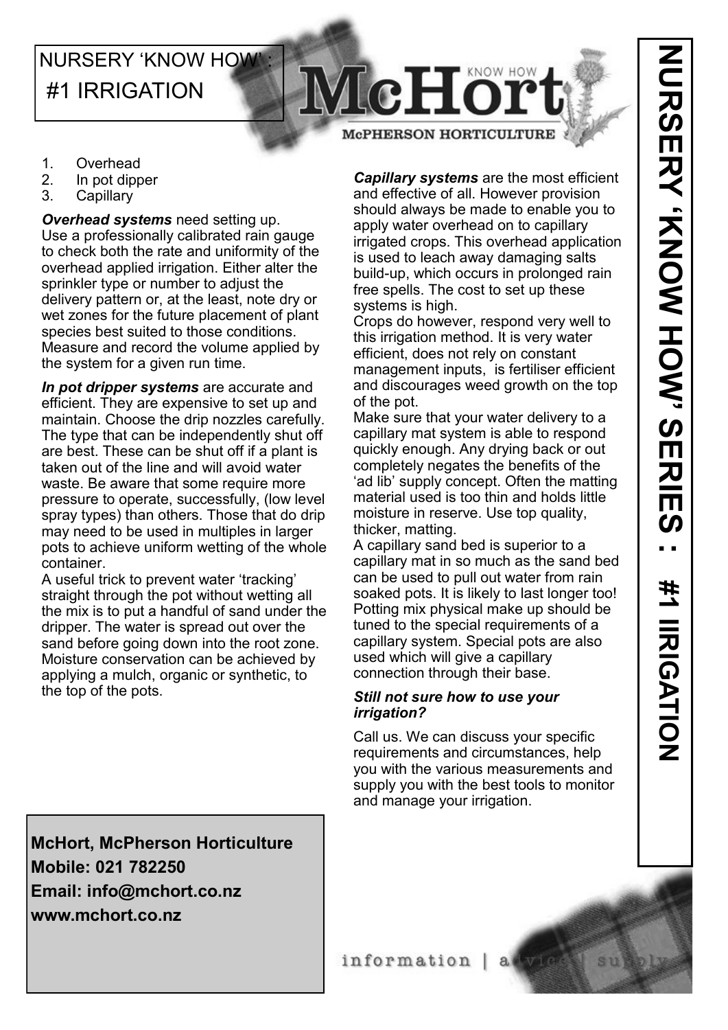# NURSERY 'KNOW HOW' : #1 IRRIGATION

McHort KNOW HOW
McPHERSON HORTICULTURE

1. Overhead
2. In pot dipper
3. Capillary

***Overhead systems*** need setting up. Use a professionally calibrated rain gauge to check both the rate and uniformity of the overhead applied irrigation. Either alter the sprinkler type or number to adjust the delivery pattern or, at the least, note dry or wet zones for the future placement of plant species best suited to those conditions. Measure and record the volume applied by the system for a given run time.

***In pot dripper systems*** are accurate and efficient. They are expensive to set up and maintain. Choose the drip nozzles carefully. The type that can be independently shut off are best. These can be shut off if a plant is taken out of the line and will avoid water waste. Be aware that some require more pressure to operate, successfully, (low level spray types) than others. Those that do drip may need to be used in multiples in larger pots to achieve uniform wetting of the whole container.

A useful trick to prevent water 'tracking' straight through the pot without wetting all the mix is to put a handful of sand under the dripper. The water is spread out over the sand before going down into the root zone. Moisture conservation can be achieved by applying a mulch, organic or synthetic, to the top of the pots.

***Capillary systems*** are the most efficient and effective of all. However provision should always be made to enable you to apply water overhead on to capillary irrigated crops. This overhead application is used to leach away damaging salts build-up, which occurs in prolonged rain free spells. The cost to set up these systems is high.

Crops do however, respond very well to this irrigation method. It is very water efficient, does not rely on constant management inputs, is fertiliser efficient and discourages weed growth on the top of the pot.

Make sure that your water delivery to a capillary mat system is able to respond quickly enough. Any drying back or out completely negates the benefits of the 'ad lib' supply concept. Often the matting material used is too thin and holds little moisture in reserve. Use top quality, thicker, matting.

A capillary sand bed is superior to a capillary mat in so much as the sand bed can be used to pull out water from rain soaked pots. It is likely to last longer too! Potting mix physical make up should be tuned to the special requirements of a capillary system. Special pots are also used which will give a capillary connection through their base.

***Still not sure how to use your irrigation?***

Call us. We can discuss your specific requirements and circumstances, help you with the various measurements and supply you with the best tools to monitor and manage your irrigation.

**McHort, McPherson Horticulture**
**Mobile: 021 782250**
**Email: info@mchort.co.nz**
**www.mchort.co.nz**

information | advice | supply

**NURSERY 'KNOW HOW' SERIES : #1 IIRIGATION**